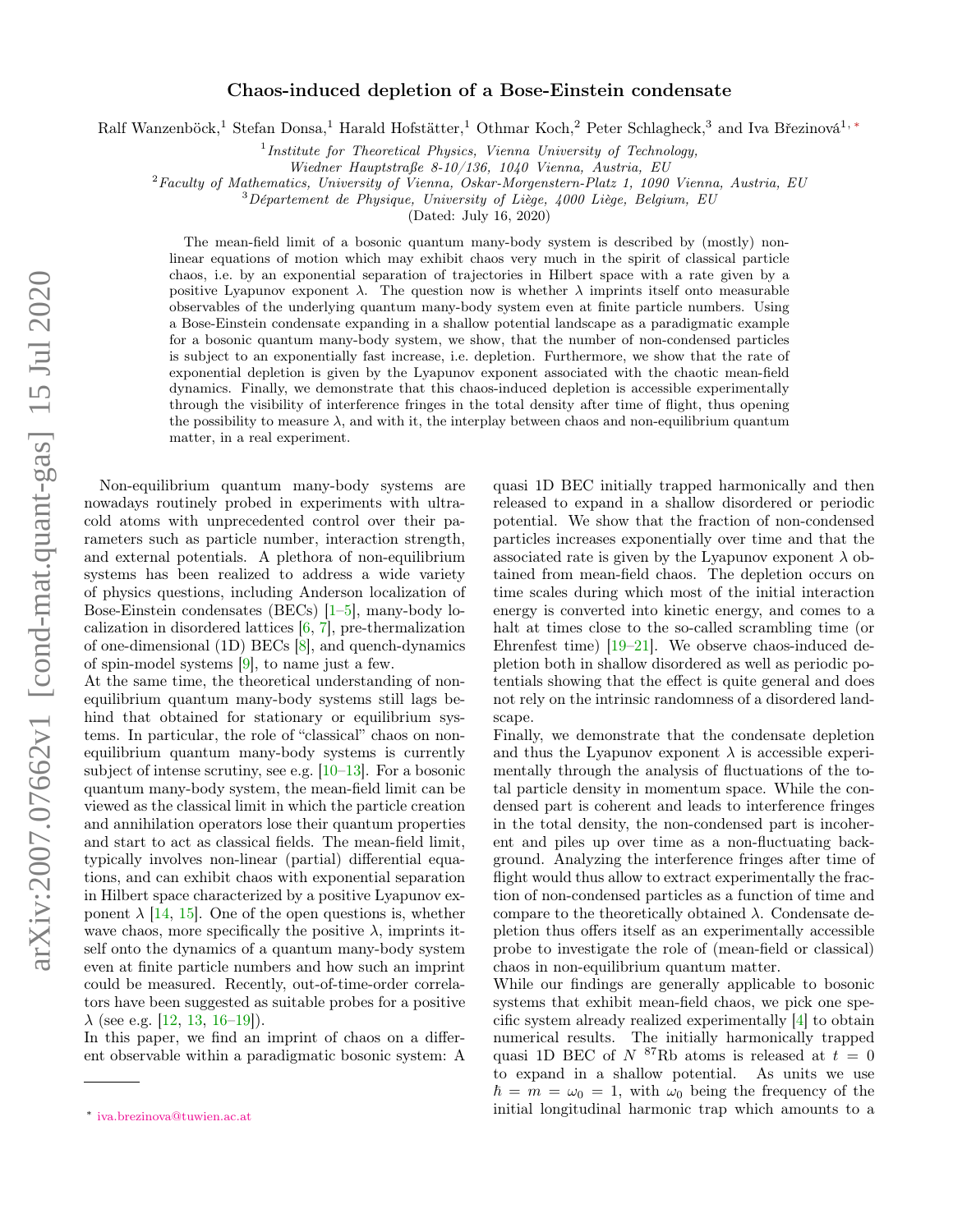# Chaos-induced depletion of a Bose-Einstein condensate

Ralf Wanzenböck,[1] Stefan Donsa,[1] Harald Hofstätter,[1] Othmar Koch,[2] Peter Schlagheck,[3] and Iva Březinová[1,*]

[1] *Institute for Theoretical Physics, Vienna University of Technology, Wiedner Hauptstraße 8-10/136, 1040 Vienna, Austria, EU*

[2] *Faculty of Mathematics, University of Vienna, Oskar-Morgenstern-Platz 1, 1090 Vienna, Austria, EU*

[3] *Département de Physique, University of Liège, 4000 Liège, Belgium, EU*

(Dated: July 16, 2020)

The mean-field limit of a bosonic quantum many-body system is described by (mostly) non-linear equations of motion which may exhibit chaos very much in the spirit of classical particle chaos, i.e. by an exponential separation of trajectories in Hilbert space with a rate given by a positive Lyapunov exponent $\lambda$. The question now is whether $\lambda$ imprints itself onto measurable observables of the underlying quantum many-body system even at finite particle numbers. Using a Bose-Einstein condensate expanding in a shallow potential landscape as a paradigmatic example for a bosonic quantum many-body system, we show, that the number of non-condensed particles is subject to an exponentially fast increase, i.e. depletion. Furthermore, we show that the rate of exponential depletion is given by the Lyapunov exponent associated with the chaotic mean-field dynamics. Finally, we demonstrate that this chaos-induced depletion is accessible experimentally through the visibility of interference fringes in the total density after time of flight, thus opening the possibility to measure $\lambda$, and with it, the interplay between chaos and non-equilibrium quantum matter, in a real experiment.

Non-equilibrium quantum many-body systems are nowadays routinely probed in experiments with ultracold atoms with unprecedented control over their parameters such as particle number, interaction strength, and external potentials. A plethora of non-equilibrium systems has been realized to address a wide variety of physics questions, including Anderson localization of Bose-Einstein condensates (BECs) [1–5], many-body localization in disordered lattices [6, 7], pre-thermalization of one-dimensional (1D) BECs [8], and quench-dynamics of spin-model systems [9], to name just a few.

At the same time, the theoretical understanding of non-equilibrium quantum many-body systems still lags behind that obtained for stationary or equilibrium systems. In particular, the role of "classical" chaos on non-equilibrium quantum many-body systems is currently subject of intense scrutiny, see e.g. [10–13]. For a bosonic quantum many-body system, the mean-field limit can be viewed as the classical limit in which the particle creation and annihilation operators lose their quantum properties and start to act as classical fields. The mean-field limit, typically involves non-linear (partial) differential equations, and can exhibit chaos with exponential separation in Hilbert space characterized by a positive Lyapunov exponent $\lambda$ [14, 15]. One of the open questions is, whether wave chaos, more specifically the positive $\lambda$, imprints itself onto the dynamics of a quantum many-body system even at finite particle numbers and how such an imprint could be measured. Recently, out-of-time-order correlators have been suggested as suitable probes for a positive $\lambda$ (see e.g. [12, 13, 16–19]).

In this paper, we find an imprint of chaos on a different observable within a paradigmatic bosonic system: A quasi 1D BEC initially trapped harmonically and then released to expand in a shallow disordered or periodic potential. We show that the fraction of non-condensed particles increases exponentially over time and that the associated rate is given by the Lyapunov exponent $\lambda$ obtained from mean-field chaos. The depletion occurs on time scales during which most of the initial interaction energy is converted into kinetic energy, and comes to a halt at times close to the so-called scrambling time (or Ehrenfest time) [19–21]. We observe chaos-induced depletion both in shallow disordered as well as periodic potentials showing that the effect is quite general and does not rely on the intrinsic randomness of a disordered landscape.

Finally, we demonstrate that the condensate depletion and thus the Lyapunov exponent $\lambda$ is accessible experimentally through the analysis of fluctuations of the total particle density in momentum space. While the condensed part is coherent and leads to interference fringes in the total density, the non-condensed part is incoherent and piles up over time as a non-fluctuating background. Analyzing the interference fringes after time of flight would thus allow to extract experimentally the fraction of non-condensed particles as a function of time and compare to the theoretically obtained $\lambda$. Condensate depletion thus offers itself as an experimentally accessible probe to investigate the role of (mean-field or classical) chaos in non-equilibrium quantum matter.

While our findings are generally applicable to bosonic systems that exhibit mean-field chaos, we pick one specific system already realized experimentally [4] to obtain numerical results. The initially harmonically trapped quasi 1D BEC of $N$ $^{87}$Rb atoms is released at $t = 0$ to expand in a shallow potential. As units we use $\hbar = m = \omega_0 = 1$, with $\omega_0$ being the frequency of the initial longitudinal harmonic trap which amounts to a

---

[*] iva.brezinova@tuwien.ac.at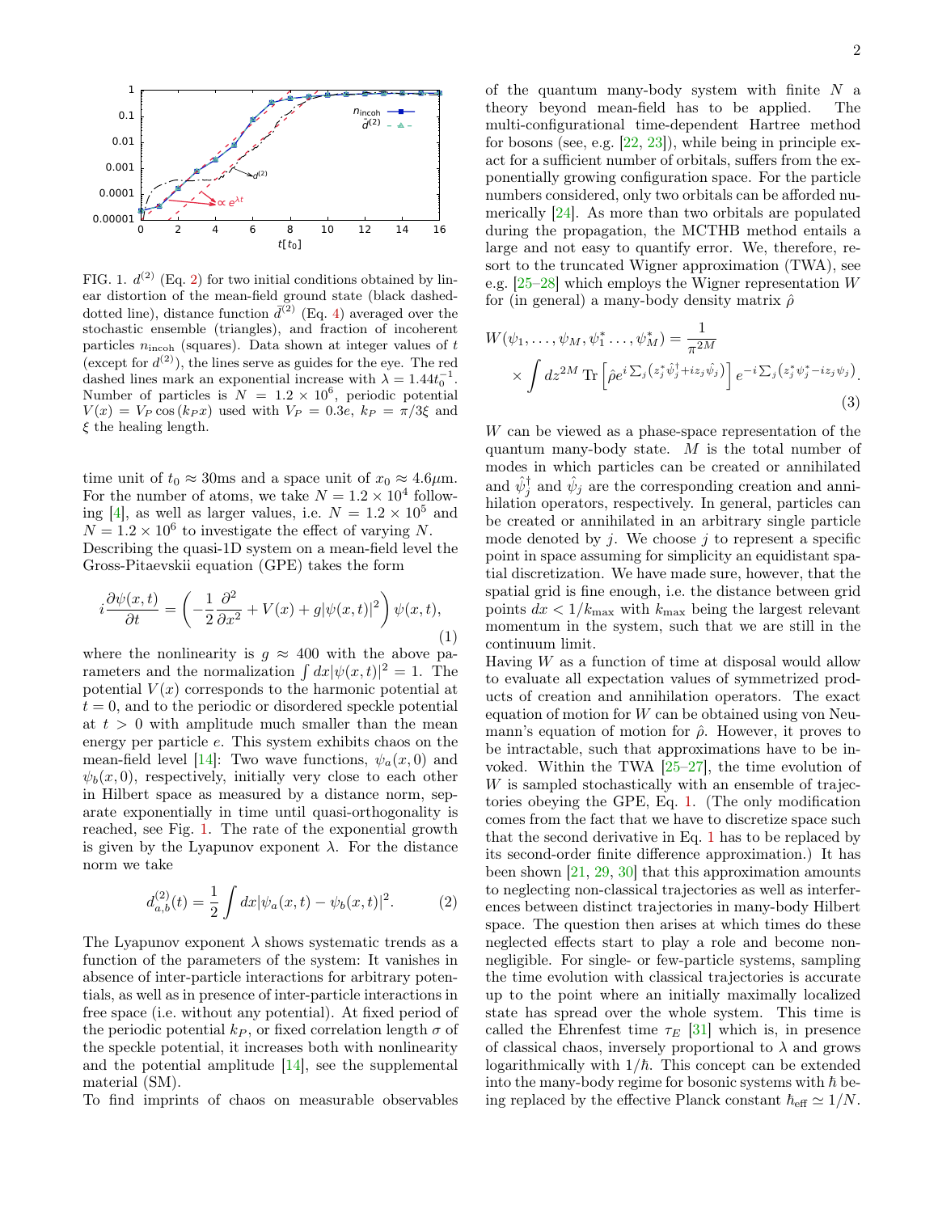FIG. 1. $d^{(2)}$ (Eq. 2) for two initial conditions obtained by linear distortion of the mean-field ground state (black dashed-dotted line), distance function $\bar{d}^{(2)}$ (Eq. 4) averaged over the stochastic ensemble (triangles), and fraction of incoherent particles $n_{\rm incoh}$ (squares). Data shown at integer values of $t$ (except for $d^{(2)}$), the lines serve as guides for the eye. The red dashed lines mark an exponential increase with $\lambda = 1.44 t_0^{-1}$. Number of particles is $N = 1.2 \times 10^6$, periodic potential $V(x) = V_P \cos(k_P x)$ used with $V_P = 0.3e$, $k_P = \pi/3\xi$ and $\xi$ the healing length.

time unit of $t_0 \approx 30$ms and a space unit of $x_0 \approx 4.6\mu$m. For the number of atoms, we take $N = 1.2 \times 10^4$ following [4], as well as larger values, i.e. $N = 1.2 \times 10^5$ and $N = 1.2 \times 10^6$ to investigate the effect of varying $N$. Describing the quasi-1D system on a mean-field level the Gross-Pitaevskii equation (GPE) takes the form

$$i\frac{\partial \psi(x,t)}{\partial t} = \left(-\frac{1}{2}\frac{\partial^2}{\partial x^2} + V(x) + g|\psi(x,t)|^2\right)\psi(x,t), \tag{1}$$

where the nonlinearity is $g \approx 400$ with the above parameters and the normalization $\int dx |\psi(x,t)|^2 = 1$. The potential $V(x)$ corresponds to the harmonic potential at $t = 0$, and to the periodic or disordered speckle potential at $t > 0$ with amplitude much smaller than the mean energy per particle $e$. This system exhibits chaos on the mean-field level [14]: Two wave functions, $\psi_a(x,0)$ and $\psi_b(x,0)$, respectively, initially very close to each other in Hilbert space as measured by a distance norm, separate exponentially in time until quasi-orthogonality is reached, see Fig. 1. The rate of the exponential growth is given by the Lyapunov exponent $\lambda$. For the distance norm we take

$$d^{(2)}_{a,b}(t) = \frac{1}{2}\int dx |\psi_a(x,t) - \psi_b(x,t)|^2. \tag{2}$$

The Lyapunov exponent $\lambda$ shows systematic trends as a function of the parameters of the system: It vanishes in absence of inter-particle interactions for arbitrary potentials, as well as in presence of inter-particle interactions in free space (i.e. without any potential). At fixed period of the periodic potential $k_P$, or fixed correlation length $\sigma$ of the speckle potential, it increases both with nonlinearity and the potential amplitude [14], see the supplemental material (SM).

To find imprints of chaos on measurable observables of the quantum many-body system with finite $N$ a theory beyond mean-field has to be applied. The multi-configurational time-dependent Hartree method for bosons (see, e.g. [22, 23]), while being in principle exact for a sufficient number of orbitals, suffers from the exponentially growing configuration space. For the particle numbers considered, only two orbitals can be afforded numerically [24]. As more than two orbitals are populated during the propagation, the MCTHB method entails a large and not easy to quantify error. We, therefore, resort to the truncated Wigner approximation (TWA), see e.g. [25–28] which employs the Wigner representation $W$ for (in general) a many-body density matrix $\hat{\rho}$

$$W(\psi_1,\ldots,\psi_M,\psi_1^*\ldots,\psi_M^*) = \frac{1}{\pi^{2M}} \times \int dz^{2M}\,\mathrm{Tr}\left[\hat{\rho}e^{i\sum_j\left(z_j^*\hat{\psi}_j^\dagger + iz_j\hat{\psi}_j\right)}\right]e^{-i\sum_j\left(z_j^*\psi_j^* - iz_j\psi_j\right)}. \tag{3}$$

$W$ can be viewed as a phase-space representation of the quantum many-body state. $M$ is the total number of modes in which particles can be created or annihilated and $\hat{\psi}_j^\dagger$ and $\hat{\psi}_j$ are the corresponding creation and annihilation operators, respectively. In general, particles can be created or annihilated in an arbitrary single particle mode denoted by $j$. We choose $j$ to represent a specific point in space assuming for simplicity an equidistant spatial discretization. We have made sure, however, that the spatial grid is fine enough, i.e. the distance between grid points $dx < 1/k_{\rm max}$ with $k_{\rm max}$ being the largest relevant momentum in the system, such that we are still in the continuum limit.

Having $W$ as a function of time at disposal would allow to evaluate all expectation values of symmetrized products of creation and annihilation operators. The exact equation of motion for $W$ can be obtained using von Neumann's equation of motion for $\hat{\rho}$. However, it proves to be intractable, such that approximations have to be invoked. Within the TWA [25–27], the time evolution of $W$ is sampled stochastically with an ensemble of trajectories obeying the GPE, Eq. 1. (The only modification comes from the fact that we have to discretize space such that the second derivative in Eq. 1 has to be replaced by its second-order finite difference approximation.) It has been shown [21, 29, 30] that this approximation amounts to neglecting non-classical trajectories as well as interferences between distinct trajectories in many-body Hilbert space. The question then arises at which times do these neglected effects start to play a role and become non-negligible. For single- or few-particle systems, sampling the time evolution with classical trajectories is accurate up to the point where an initially maximally localized state has spread over the whole system. This time is called the Ehrenfest time $\tau_E$ [31] which is, in presence of classical chaos, inversely proportional to $\lambda$ and grows logarithmically with $1/\hbar$. This concept can be extended into the many-body regime for bosonic systems with $\hbar$ being replaced by the effective Planck constant $\hbar_{\rm eff} \simeq 1/N$.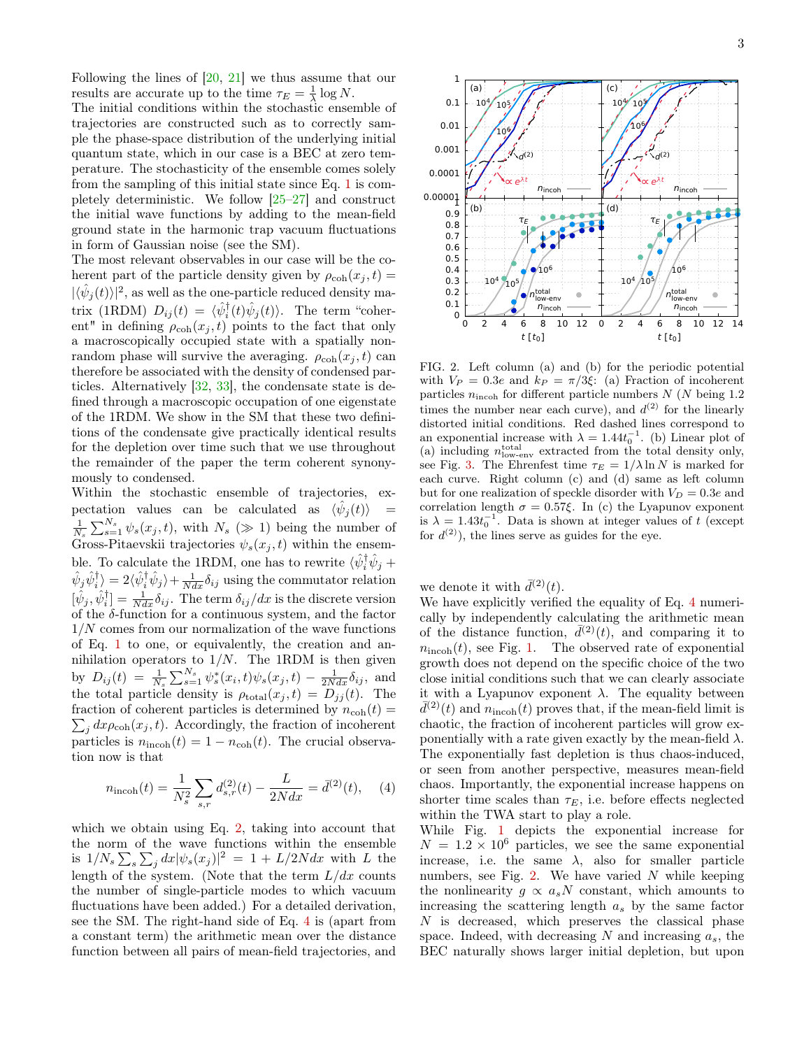Following the lines of [20, 21] we thus assume that our results are accurate up to the time $\tau_E = \frac{1}{\lambda}\log N$.

The initial conditions within the stochastic ensemble of trajectories are constructed such as to correctly sample the phase-space distribution of the underlying initial quantum state, which in our case is a BEC at zero temperature. The stochasticity of the ensemble comes solely from the sampling of this initial state since Eq. 1 is completely deterministic. We follow [25–27] and construct the initial wave functions by adding to the mean-field ground state in the harmonic trap vacuum fluctuations in form of Gaussian noise (see the SM).

The most relevant observables in our case will be the coherent part of the particle density given by $\rho_{\rm coh}(x_j,t) = |\langle\hat{\psi}_j(t)\rangle|^2$, as well as the one-particle reduced density matrix (1RDM) $D_{ij}(t) = \langle\hat{\psi}_i^\dagger(t)\hat{\psi}_j(t)\rangle$. The term "coherent" in defining $\rho_{\rm coh}(x_j,t)$ points to the fact that only a macroscopically occupied state with a spatially non-random phase will survive the averaging. $\rho_{\rm coh}(x_j,t)$ can therefore be associated with the density of condensed particles. Alternatively [32, 33], the condensate state is defined through a macroscopic occupation of one eigenstate of the 1RDM. We show in the SM that these two definitions of the condensate give practically identical results for the depletion over time such that we use throughout the remainder of the paper the term coherent synonymously to condensed.

Within the stochastic ensemble of trajectories, expectation values can be calculated as $\langle\hat{\psi}_j(t)\rangle = \frac{1}{N_s}\sum_{s=1}^{N_s}\psi_s(x_j,t)$, with $N_s$ ($\gg 1$) being the number of Gross-Pitaevskii trajectories $\psi_s(x_j,t)$ within the ensemble. To calculate the 1RDM, one has to rewrite $\langle\hat{\psi}_i^\dagger\hat{\psi}_j + \hat{\psi}_j\hat{\psi}_i^\dagger\rangle = 2\langle\hat{\psi}_i^\dagger\hat{\psi}_j\rangle + \frac{1}{Ndx}\delta_{ij}$ using the commutator relation $[\hat{\psi}_j,\hat{\psi}_i^\dagger] = \frac{1}{Ndx}\delta_{ij}$. The term $\delta_{ij}/dx$ is the discrete version of the $\delta$-function for a continuous system, and the factor $1/N$ comes from our normalization of the wave functions of Eq. 1 to one, or equivalently, the creation and annihilation operators to $1/N$. The 1RDM is then given by $D_{ij}(t) = \frac{1}{N_s}\sum_{s=1}^{N_s}\psi_s^*(x_i,t)\psi_s(x_j,t) - \frac{1}{2Ndx}\delta_{ij}$, and the total particle density is $\rho_{\rm total}(x_j,t) = D_{jj}(t)$. The fraction of coherent particles is determined by $n_{\rm coh}(t) = \sum_j dx\rho_{\rm coh}(x_j,t)$. Accordingly, the fraction of incoherent particles is $n_{\rm incoh}(t) = 1 - n_{\rm coh}(t)$. The crucial observation now is that

$$n_{\rm incoh}(t) = \frac{1}{N_s^2}\sum_{s,r} d_{s,r}^{(2)}(t) - \frac{L}{2Ndx} = \bar{d}^{(2)}(t), \quad (4)$$

which we obtain using Eq. 2, taking into account that the norm of the wave functions within the ensemble is $1/N_s\sum_s\sum_j dx|\psi_s(x_j)|^2 = 1 + L/2Ndx$ with $L$ the length of the system. (Note that the term $L/dx$ counts the number of single-particle modes to which vacuum fluctuations have been added.) For a detailed derivation, see the SM. The right-hand side of Eq. 4 is (apart from a constant term) the arithmetic mean over the distance function between all pairs of mean-field trajectories, and we denote it with $\bar{d}^{(2)}(t)$.

FIG. 2. Left column (a) and (b) for the periodic potential with $V_P = 0.3e$ and $k_P = \pi/3\xi$: (a) Fraction of incoherent particles $n_{\rm incoh}$ for different particle numbers $N$ ($N$ being 1.2 times the number near each curve), and $d^{(2)}$ for the linearly distorted initial conditions. Red dashed lines correspond to an exponential increase with $\lambda = 1.44t_0^{-1}$. (b) Linear plot of (a) including $n_{\rm low\text{-}env}^{\rm total}$ extracted from the total density only, see Fig. 3. The Ehrenfest time $\tau_E = 1/\lambda\ln N$ is marked for each curve. Right column (c) and (d) same as left column but for one realization of speckle disorder with $V_D = 0.3e$ and correlation length $\sigma = 0.57\xi$. In (c) the Lyapunov exponent is $\lambda = 1.43t_0^{-1}$. Data is shown at integer values of $t$ (except for $d^{(2)}$), the lines serve as guides for the eye.

We have explicitly verified the equality of Eq. 4 numerically by independently calculating the arithmetic mean of the distance function, $\bar{d}^{(2)}(t)$, and comparing it to $n_{\rm incoh}(t)$, see Fig. 1. The observed rate of exponential growth does not depend on the specific choice of the two close initial conditions such that we can clearly associate it with a Lyapunov exponent $\lambda$. The equality between $\bar{d}^{(2)}(t)$ and $n_{\rm incoh}(t)$ proves that, if the mean-field limit is chaotic, the fraction of incoherent particles will grow exponentially with a rate given exactly by the mean-field $\lambda$. The exponentially fast depletion is thus chaos-induced, or seen from another perspective, measures mean-field chaos. Importantly, the exponential increase happens on shorter time scales than $\tau_E$, i.e. before effects neglected within the TWA start to play a role.

While Fig. 1 depicts the exponential increase for $N = 1.2\times10^6$ particles, we see the same exponential increase, i.e. the same $\lambda$, also for smaller particle numbers, see Fig. 2. We have varied $N$ while keeping the nonlinearity $g \propto a_s N$ constant, which amounts to increasing the scattering length $a_s$ by the same factor $N$ is decreased, which preserves the classical phase space. Indeed, with decreasing $N$ and increasing $a_s$, the BEC naturally shows larger initial depletion, but upon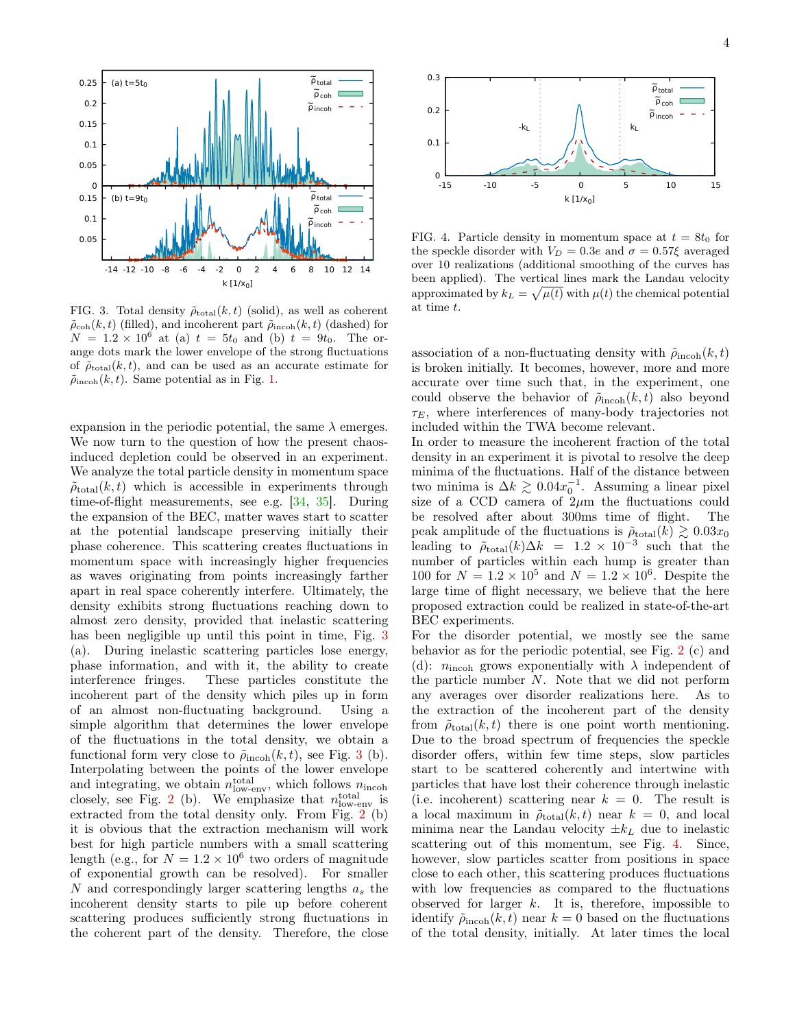FIG. 3. Total density $\tilde{\rho}_{\mathrm{total}}(k,t)$ (solid), as well as coherent $\tilde{\rho}_{\mathrm{coh}}(k,t)$ (filled), and incoherent part $\tilde{\rho}_{\mathrm{incoh}}(k,t)$ (dashed) for $N = 1.2 \times 10^6$ at (a) $t = 5t_0$ and (b) $t = 9t_0$. The orange dots mark the lower envelope of the strong fluctuations of $\tilde{\rho}_{\mathrm{total}}(k,t)$, and can be used as an accurate estimate for $\tilde{\rho}_{\mathrm{incoh}}(k,t)$. Same potential as in Fig. 1.

expansion in the periodic potential, the same $\lambda$ emerges. We now turn to the question of how the present chaos-induced depletion could be observed in an experiment. We analyze the total particle density in momentum space $\tilde{\rho}_{\mathrm{total}}(k,t)$ which is accessible in experiments through time-of-flight measurements, see e.g. [34, 35]. During the expansion of the BEC, matter waves start to scatter at the potential landscape preserving initially their phase coherence. This scattering creates fluctuations in momentum space with increasingly higher frequencies as waves originating from points increasingly farther apart in real space coherently interfere. Ultimately, the density exhibits strong fluctuations reaching down to almost zero density, provided that inelastic scattering has been negligible up until this point in time, Fig. 3 (a). During inelastic scattering particles lose energy, phase information, and with it, the ability to create interference fringes. These particles constitute the incoherent part of the density which piles up in form of an almost non-fluctuating background. Using a simple algorithm that determines the lower envelope of the fluctuations in the total density, we obtain a functional form very close to $\tilde{\rho}_{\mathrm{incoh}}(k,t)$, see Fig. 3 (b). Interpolating between the points of the lower envelope and integrating, we obtain $n^{\mathrm{total}}_{\mathrm{low\text{-}env}}$, which follows $n_{\mathrm{incoh}}$ closely, see Fig. 2 (b). We emphasize that $n^{\mathrm{total}}_{\mathrm{low\text{-}env}}$ is extracted from the total density only. From Fig. 2 (b) it is obvious that the extraction mechanism will work best for high particle numbers with a small scattering length (e.g., for $N = 1.2 \times 10^6$ two orders of magnitude of exponential growth can be resolved). For smaller $N$ and correspondingly larger scattering lengths $a_s$ the incoherent density starts to pile up before coherent scattering produces sufficiently strong fluctuations in the coherent part of the density. Therefore, the close association of a non-fluctuating density with $\tilde{\rho}_{\mathrm{incoh}}(k,t)$ is broken initially. It becomes, however, more and more accurate over time such that, in the experiment, one could observe the behavior of $\tilde{\rho}_{\mathrm{incoh}}(k,t)$ also beyond $\tau_E$, where interferences of many-body trajectories not included within the TWA become relevant.

In order to measure the incoherent fraction of the total density in an experiment it is pivotal to resolve the deep minima of the fluctuations. Half of the distance between two minima is $\Delta k \gtrsim 0.04 x_0^{-1}$. Assuming a linear pixel size of a CCD camera of $2\mu$m the fluctuations could be resolved after about 300ms time of flight. The peak amplitude of the fluctuations is $\tilde{\rho}_{\mathrm{total}}(k) \gtrsim 0.03 x_0$ leading to $\tilde{\rho}_{\mathrm{total}}(k)\Delta k = 1.2 \times 10^{-3}$ such that the number of particles within each hump is greater than 100 for $N = 1.2 \times 10^5$ and $N = 1.2 \times 10^6$. Despite the large time of flight necessary, we believe that the here proposed extraction could be realized in state-of-the-art BEC experiments.

FIG. 4. Particle density in momentum space at $t = 8t_0$ for the speckle disorder with $V_D = 0.3e$ and $\sigma = 0.57\xi$ averaged over 10 realizations (additional smoothing of the curves has been applied). The vertical lines mark the Landau velocity approximated by $k_L = \sqrt{\mu(t)}$ with $\mu(t)$ the chemical potential at time $t$.

For the disorder potential, we mostly see the same behavior as for the periodic potential, see Fig. 2 (c) and (d): $n_{\mathrm{incoh}}$ grows exponentially with $\lambda$ independent of the particle number $N$. Note that we did not perform any averages over disorder realizations here. As to the extraction of the incoherent part of the density from $\tilde{\rho}_{\mathrm{total}}(k,t)$ there is one point worth mentioning. Due to the broad spectrum of frequencies the speckle disorder offers, within few time steps, slow particles start to be scattered coherently and intertwine with particles that have lost their coherence through inelastic (i.e. incoherent) scattering near $k = 0$. The result is a local maximum in $\tilde{\rho}_{\mathrm{total}}(k,t)$ near $k = 0$, and local minima near the Landau velocity $\pm k_L$ due to inelastic scattering out of this momentum, see Fig. 4. Since, however, slow particles scatter from positions in space close to each other, this scattering produces fluctuations with low frequencies as compared to the fluctuations observed for larger $k$. It is, therefore, impossible to identify $\tilde{\rho}_{\mathrm{incoh}}(k,t)$ near $k = 0$ based on the fluctuations of the total density, initially. At later times the local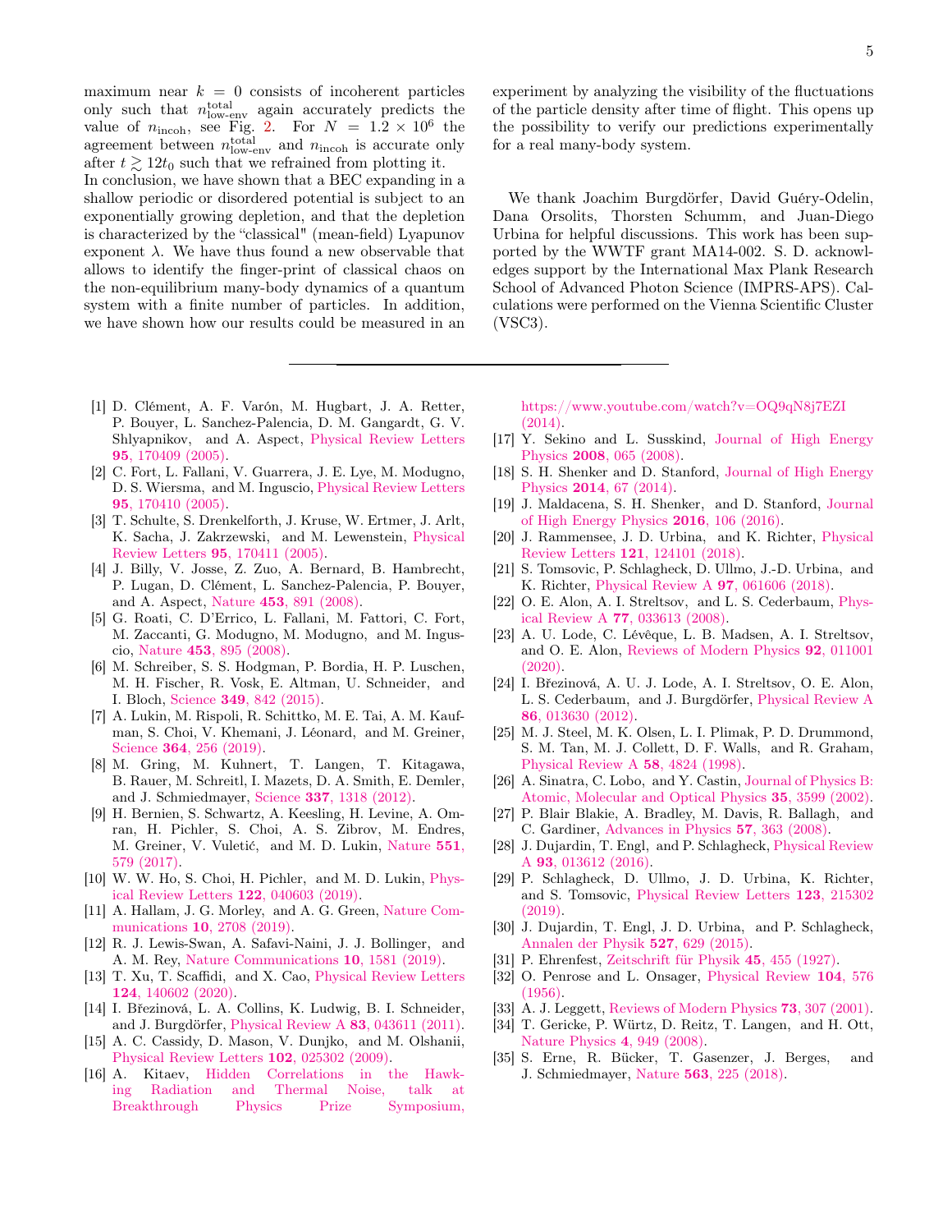maximum near $k = 0$ consists of incoherent particles only such that $n_{\text{low-env}}^{\text{total}}$ again accurately predicts the value of $n_{\text{incoh}}$, see Fig. 2. For $N = 1.2 \times 10^6$ the agreement between $n_{\text{low-env}}^{\text{total}}$ and $n_{\text{incoh}}$ is accurate only after $t \gtrsim 12 t_0$ such that we refrained from plotting it.

In conclusion, we have shown that a BEC expanding in a shallow periodic or disordered potential is subject to an exponentially growing depletion, and that the depletion is characterized by the "classical" (mean-field) Lyapunov exponent $\lambda$. We have thus found a new observable that allows to identify the finger-print of classical chaos on the non-equilibrium many-body dynamics of a quantum system with a finite number of particles. In addition, we have shown how our results could be measured in an experiment by analyzing the visibility of the fluctuations of the particle density after time of flight. This opens up the possibility to verify our predictions experimentally for a real many-body system.

We thank Joachim Burgdörfer, David Guéry-Odelin, Dana Orsolits, Thorsten Schumm, and Juan-Diego Urbina for helpful discussions. This work has been supported by the WWTF grant MA14-002. S. D. acknowledges support by the International Max Plank Research School of Advanced Photon Science (IMPRS-APS). Calculations were performed on the Vienna Scientific Cluster (VSC3).

---

[1] D. Clément, A. F. Varón, M. Hugbart, J. A. Retter, P. Bouyer, L. Sanchez-Palencia, D. M. Gangardt, G. V. Shlyapnikov, and A. Aspect, Physical Review Letters **95**, 170409 (2005).

[2] C. Fort, L. Fallani, V. Guarrera, J. E. Lye, M. Modugno, D. S. Wiersma, and M. Inguscio, Physical Review Letters **95**, 170410 (2005).

[3] T. Schulte, S. Drenkelforth, J. Kruse, W. Ertmer, J. Arlt, K. Sacha, J. Zakrzewski, and M. Lewenstein, Physical Review Letters **95**, 170411 (2005).

[4] J. Billy, V. Josse, Z. Zuo, A. Bernard, B. Hambrecht, P. Lugan, D. Clément, L. Sanchez-Palencia, P. Bouyer, and A. Aspect, Nature **453**, 891 (2008).

[5] G. Roati, C. D'Errico, L. Fallani, M. Fattori, C. Fort, M. Zaccanti, G. Modugno, M. Modugno, and M. Inguscio, Nature **453**, 895 (2008).

[6] M. Schreiber, S. S. Hodgman, P. Bordia, H. P. Luschen, M. H. Fischer, R. Vosk, E. Altman, U. Schneider, and I. Bloch, Science **349**, 842 (2015).

[7] A. Lukin, M. Rispoli, R. Schittko, M. E. Tai, A. M. Kaufman, S. Choi, V. Khemani, J. Léonard, and M. Greiner, Science **364**, 256 (2019).

[8] M. Gring, M. Kuhnert, T. Langen, T. Kitagawa, B. Rauer, M. Schreitl, I. Mazets, D. A. Smith, E. Demler, and J. Schmiedmayer, Science **337**, 1318 (2012).

[9] H. Bernien, S. Schwartz, A. Keesling, H. Levine, A. Omran, H. Pichler, S. Choi, A. S. Zibrov, M. Endres, M. Greiner, V. Vuletić, and M. D. Lukin, Nature **551**, 579 (2017).

[10] W. W. Ho, S. Choi, H. Pichler, and M. D. Lukin, Physical Review Letters **122**, 040603 (2019).

[11] A. Hallam, J. G. Morley, and A. G. Green, Nature Communications **10**, 2708 (2019).

[12] R. J. Lewis-Swan, A. Safavi-Naini, J. J. Bollinger, and A. M. Rey, Nature Communications **10**, 1581 (2019).

[13] T. Xu, T. Scaffidi, and X. Cao, Physical Review Letters **124**, 140602 (2020).

[14] I. Březinová, L. A. Collins, K. Ludwig, B. I. Schneider, and J. Burgdörfer, Physical Review A **83**, 043611 (2011).

[15] A. C. Cassidy, D. Mason, V. Dunjko, and M. Olshanii, Physical Review Letters **102**, 025302 (2009).

[16] A. Kitaev, Hidden Correlations in the Hawking Radiation and Thermal Noise, talk at Breakthrough Physics Prize Symposium, https://www.youtube.com/watch?v=OQ9qN8j7EZI (2014).

[17] Y. Sekino and L. Susskind, Journal of High Energy Physics **2008**, 065 (2008).

[18] S. H. Shenker and D. Stanford, Journal of High Energy Physics **2014**, 67 (2014).

[19] J. Maldacena, S. H. Shenker, and D. Stanford, Journal of High Energy Physics **2016**, 106 (2016).

[20] J. Rammensee, J. D. Urbina, and K. Richter, Physical Review Letters **121**, 124101 (2018).

[21] S. Tomsovic, P. Schlagheck, D. Ullmo, J.-D. Urbina, and K. Richter, Physical Review A **97**, 061606 (2018).

[22] O. E. Alon, A. I. Streltsov, and L. S. Cederbaum, Physical Review A **77**, 033613 (2008).

[23] A. U. Lode, C. Lévêque, L. B. Madsen, A. I. Streltsov, and O. E. Alon, Reviews of Modern Physics **92**, 011001 (2020).

[24] I. Březinová, A. U. J. Lode, A. I. Streltsov, O. E. Alon, L. S. Cederbaum, and J. Burgdörfer, Physical Review A **86**, 013630 (2012).

[25] M. J. Steel, M. K. Olsen, L. I. Plimak, P. D. Drummond, S. M. Tan, M. J. Collett, D. F. Walls, and R. Graham, Physical Review A **58**, 4824 (1998).

[26] A. Sinatra, C. Lobo, and Y. Castin, Journal of Physics B: Atomic, Molecular and Optical Physics **35**, 3599 (2002).

[27] P. Blair Blakie, A. Bradley, M. Davis, R. Ballagh, and C. Gardiner, Advances in Physics **57**, 363 (2008).

[28] J. Dujardin, T. Engl, and P. Schlagheck, Physical Review A **93**, 013612 (2016).

[29] P. Schlagheck, D. Ullmo, J. D. Urbina, K. Richter, and S. Tomsovic, Physical Review Letters **123**, 215302 (2019).

[30] J. Dujardin, T. Engl, J. D. Urbina, and P. Schlagheck, Annalen der Physik **527**, 629 (2015).

[31] P. Ehrenfest, Zeitschrift für Physik **45**, 455 (1927).

[32] O. Penrose and L. Onsager, Physical Review **104**, 576 (1956).

[33] A. J. Leggett, Reviews of Modern Physics **73**, 307 (2001).

[34] T. Gericke, P. Würtz, D. Reitz, T. Langen, and H. Ott, Nature Physics **4**, 949 (2008).

[35] S. Erne, R. Bücker, T. Gasenzer, J. Berges, and J. Schmiedmayer, Nature **563**, 225 (2018).